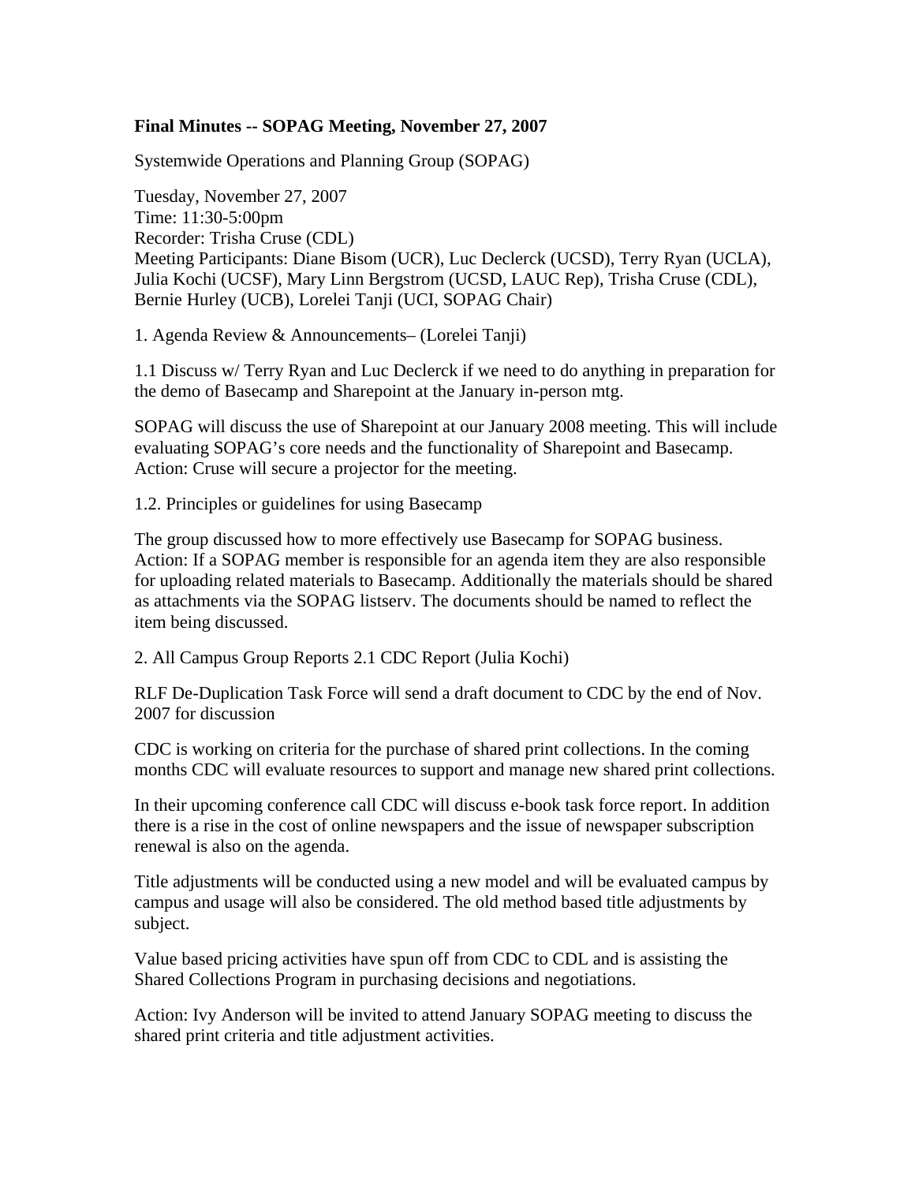**Final Minutes -- SOPAG Meeting, November 27, 2007**

Systemwide Operations and Planning Group (SOPAG)

Tuesday, November 27, 2007
Time: 11:30-5:00pm
Recorder: Trisha Cruse (CDL)
Meeting Participants: Diane Bisom (UCR), Luc Declerck (UCSD), Terry Ryan (UCLA), Julia Kochi (UCSF), Mary Linn Bergstrom (UCSD, LAUC Rep), Trisha Cruse (CDL), Bernie Hurley (UCB), Lorelei Tanji (UCI, SOPAG Chair)

1. Agenda Review & Announcements– (Lorelei Tanji)

1.1 Discuss w/ Terry Ryan and Luc Declerck if we need to do anything in preparation for the demo of Basecamp and Sharepoint at the January in-person mtg.

SOPAG will discuss the use of Sharepoint at our January 2008 meeting. This will include evaluating SOPAG's core needs and the functionality of Sharepoint and Basecamp. Action: Cruse will secure a projector for the meeting.

1.2. Principles or guidelines for using Basecamp

The group discussed how to more effectively use Basecamp for SOPAG business. Action: If a SOPAG member is responsible for an agenda item they are also responsible for uploading related materials to Basecamp. Additionally the materials should be shared as attachments via the SOPAG listserv. The documents should be named to reflect the item being discussed.

2. All Campus Group Reports 2.1 CDC Report (Julia Kochi)

RLF De-Duplication Task Force will send a draft document to CDC by the end of Nov. 2007 for discussion

CDC is working on criteria for the purchase of shared print collections. In the coming months CDC will evaluate resources to support and manage new shared print collections.

In their upcoming conference call CDC will discuss e-book task force report. In addition there is a rise in the cost of online newspapers and the issue of newspaper subscription renewal is also on the agenda.

Title adjustments will be conducted using a new model and will be evaluated campus by campus and usage will also be considered. The old method based title adjustments by subject.

Value based pricing activities have spun off from CDC to CDL and is assisting the Shared Collections Program in purchasing decisions and negotiations.

Action: Ivy Anderson will be invited to attend January SOPAG meeting to discuss the shared print criteria and title adjustment activities.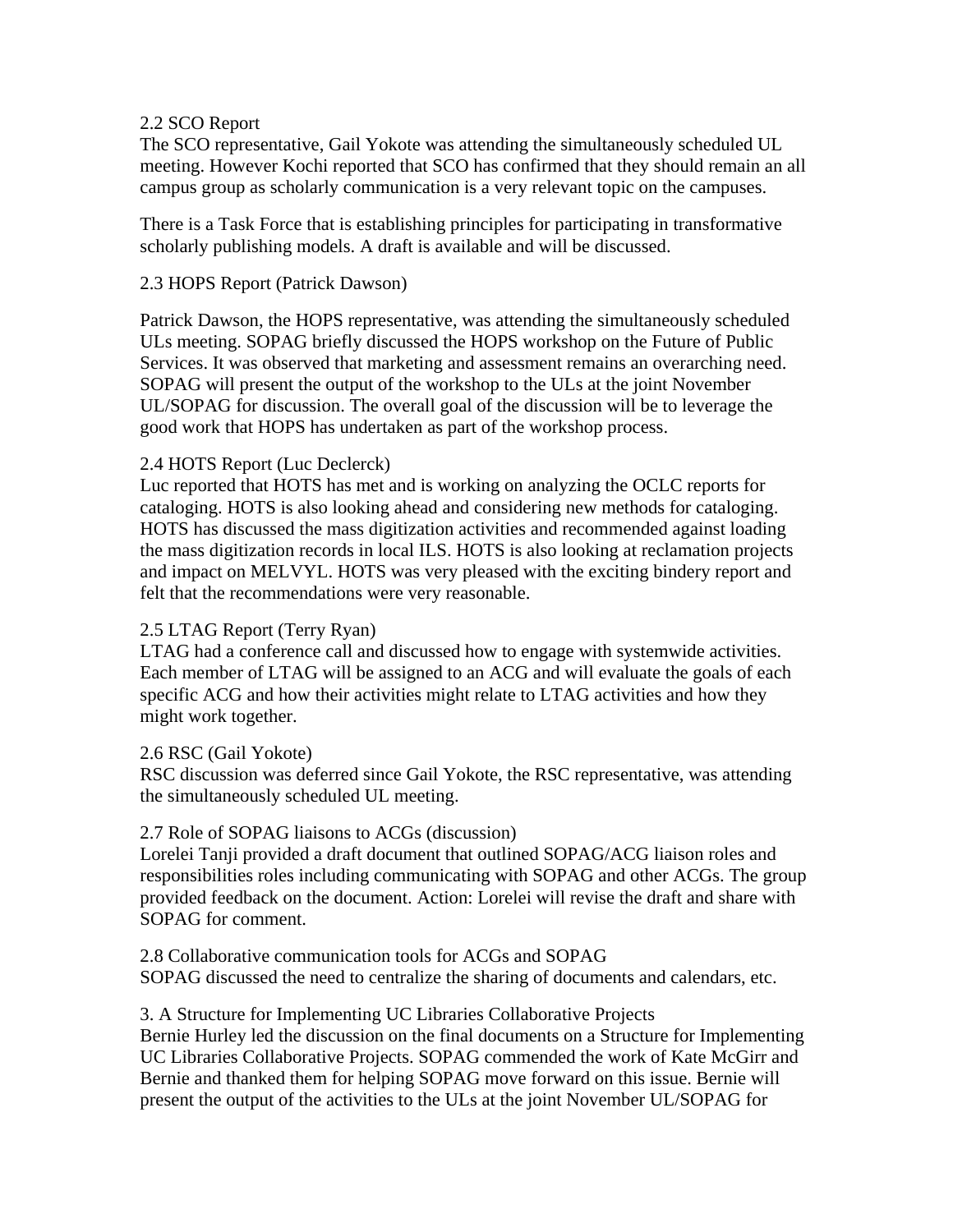2.2 SCO Report

The SCO representative, Gail Yokote was attending the simultaneously scheduled UL meeting. However Kochi reported that SCO has confirmed that they should remain an all campus group as scholarly communication is a very relevant topic on the campuses.

There is a Task Force that is establishing principles for participating in transformative scholarly publishing models. A draft is available and will be discussed.

2.3 HOPS Report (Patrick Dawson)

Patrick Dawson, the HOPS representative, was attending the simultaneously scheduled ULs meeting. SOPAG briefly discussed the HOPS workshop on the Future of Public Services. It was observed that marketing and assessment remains an overarching need. SOPAG will present the output of the workshop to the ULs at the joint November UL/SOPAG for discussion. The overall goal of the discussion will be to leverage the good work that HOPS has undertaken as part of the workshop process.

2.4 HOTS Report (Luc Declerck)

Luc reported that HOTS has met and is working on analyzing the OCLC reports for cataloging. HOTS is also looking ahead and considering new methods for cataloging. HOTS has discussed the mass digitization activities and recommended against loading the mass digitization records in local ILS. HOTS is also looking at reclamation projects and impact on MELVYL. HOTS was very pleased with the exciting bindery report and felt that the recommendations were very reasonable.

2.5 LTAG Report (Terry Ryan)

LTAG had a conference call and discussed how to engage with systemwide activities. Each member of LTAG will be assigned to an ACG and will evaluate the goals of each specific ACG and how their activities might relate to LTAG activities and how they might work together.

2.6 RSC (Gail Yokote)

RSC discussion was deferred since Gail Yokote, the RSC representative, was attending the simultaneously scheduled UL meeting.

2.7 Role of SOPAG liaisons to ACGs (discussion)

Lorelei Tanji provided a draft document that outlined SOPAG/ACG liaison roles and responsibilities roles including communicating with SOPAG and other ACGs. The group provided feedback on the document. Action: Lorelei will revise the draft and share with SOPAG for comment.

2.8 Collaborative communication tools for ACGs and SOPAG

SOPAG discussed the need to centralize the sharing of documents and calendars, etc.

3. A Structure for Implementing UC Libraries Collaborative Projects

Bernie Hurley led the discussion on the final documents on a Structure for Implementing UC Libraries Collaborative Projects. SOPAG commended the work of Kate McGirr and Bernie and thanked them for helping SOPAG move forward on this issue. Bernie will present the output of the activities to the ULs at the joint November UL/SOPAG for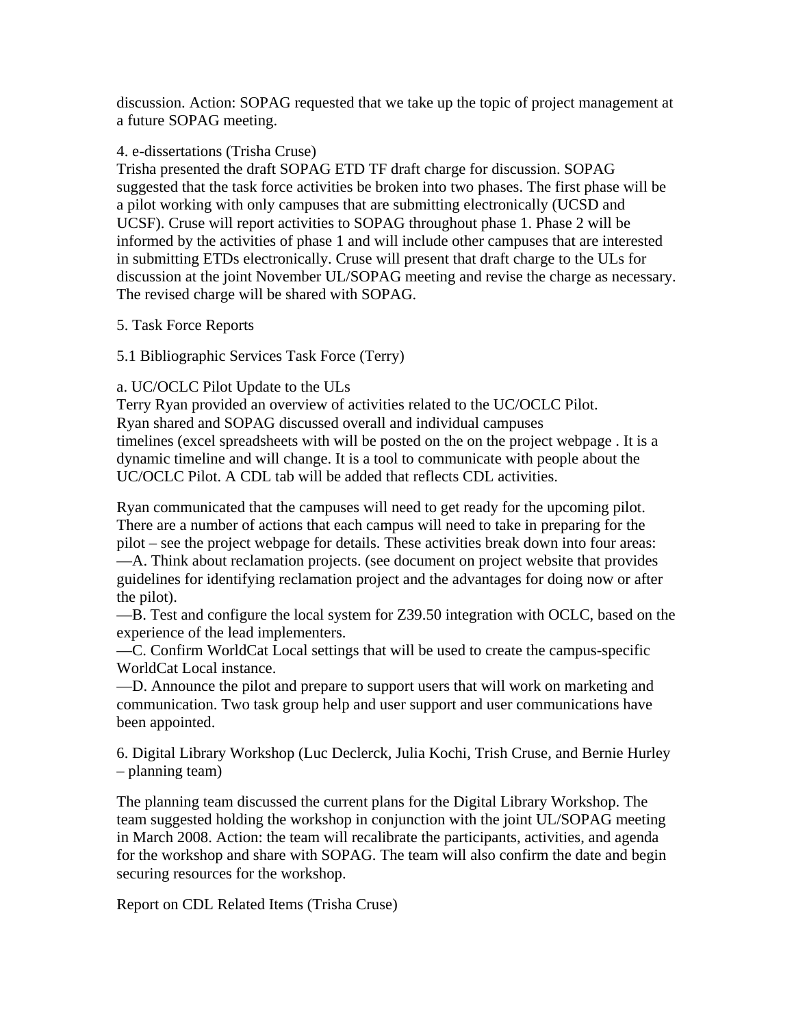discussion. Action: SOPAG requested that we take up the topic of project management at a future SOPAG meeting.

4. e-dissertations (Trisha Cruse)
Trisha presented the draft SOPAG ETD TF draft charge for discussion. SOPAG suggested that the task force activities be broken into two phases. The first phase will be a pilot working with only campuses that are submitting electronically (UCSD and UCSF). Cruse will report activities to SOPAG throughout phase 1. Phase 2 will be informed by the activities of phase 1 and will include other campuses that are interested in submitting ETDs electronically. Cruse will present that draft charge to the ULs for discussion at the joint November UL/SOPAG meeting and revise the charge as necessary. The revised charge will be shared with SOPAG.

5. Task Force Reports

5.1 Bibliographic Services Task Force (Terry)

a. UC/OCLC Pilot Update to the ULs
Terry Ryan provided an overview of activities related to the UC/OCLC Pilot. Ryan shared and SOPAG discussed overall and individual campuses timelines (excel spreadsheets with will be posted on the on the project webpage . It is a dynamic timeline and will change. It is a tool to communicate with people about the UC/OCLC Pilot. A CDL tab will be added that reflects CDL activities.

Ryan communicated that the campuses will need to get ready for the upcoming pilot. There are a number of actions that each campus will need to take in preparing for the pilot – see the project webpage for details. These activities break down into four areas:
—A. Think about reclamation projects. (see document on project website that provides guidelines for identifying reclamation project and the advantages for doing now or after the pilot).
—B. Test and configure the local system for Z39.50 integration with OCLC, based on the experience of the lead implementers.
—C. Confirm WorldCat Local settings that will be used to create the campus-specific WorldCat Local instance.
—D. Announce the pilot and prepare to support users that will work on marketing and communication. Two task group help and user support and user communications have been appointed.

6. Digital Library Workshop (Luc Declerck, Julia Kochi, Trish Cruse, and Bernie Hurley – planning team)

The planning team discussed the current plans for the Digital Library Workshop. The team suggested holding the workshop in conjunction with the joint UL/SOPAG meeting in March 2008. Action: the team will recalibrate the participants, activities, and agenda for the workshop and share with SOPAG. The team will also confirm the date and begin securing resources for the workshop.

Report on CDL Related Items (Trisha Cruse)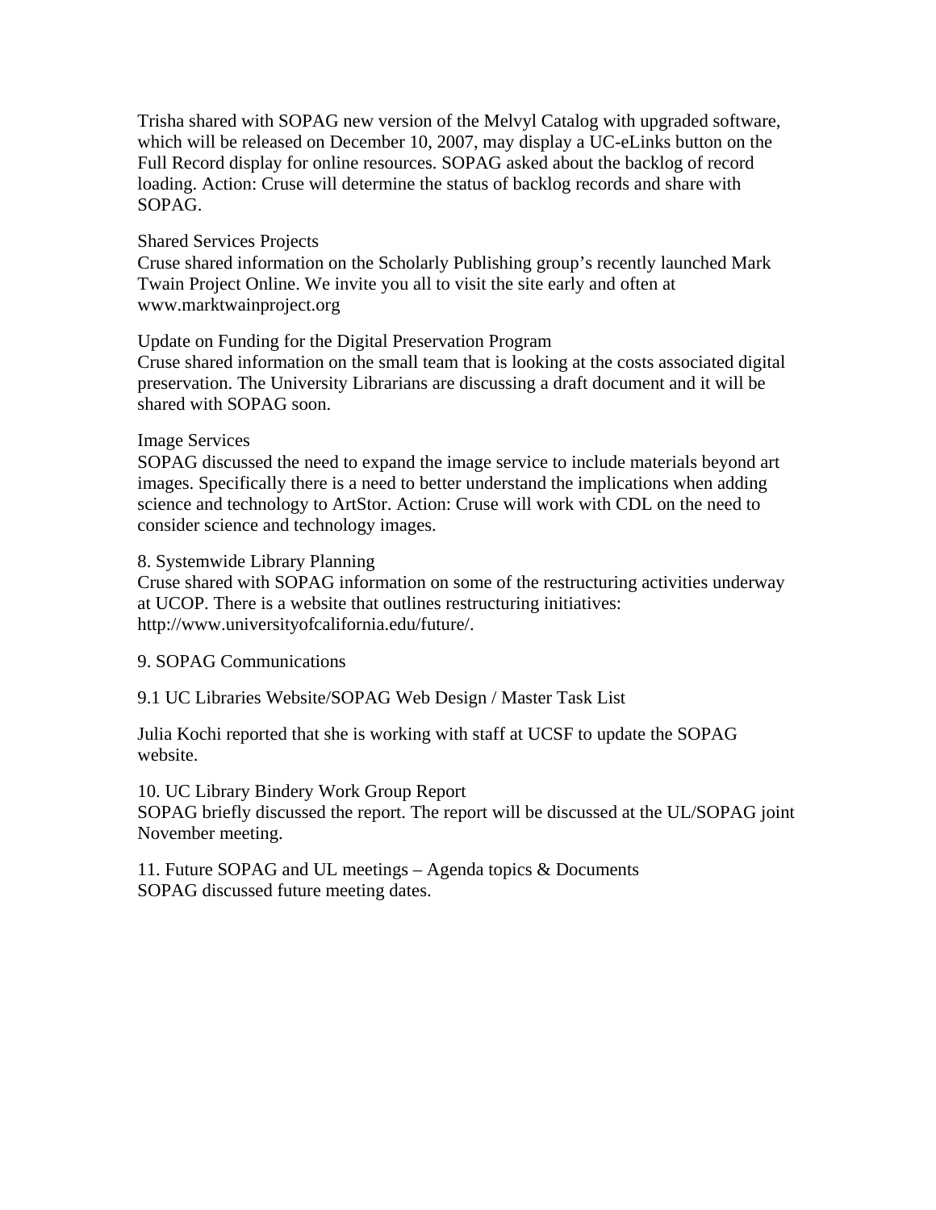Trisha shared with SOPAG new version of the Melvyl Catalog with upgraded software, which will be released on December 10, 2007, may display a UC-eLinks button on the Full Record display for online resources. SOPAG asked about the backlog of record loading. Action: Cruse will determine the status of backlog records and share with SOPAG.

Shared Services Projects
Cruse shared information on the Scholarly Publishing group's recently launched Mark Twain Project Online. We invite you all to visit the site early and often at www.marktwainproject.org

Update on Funding for the Digital Preservation Program
Cruse shared information on the small team that is looking at the costs associated digital preservation. The University Librarians are discussing a draft document and it will be shared with SOPAG soon.

Image Services
SOPAG discussed the need to expand the image service to include materials beyond art images. Specifically there is a need to better understand the implications when adding science and technology to ArtStor. Action: Cruse will work with CDL on the need to consider science and technology images.

8. Systemwide Library Planning
Cruse shared with SOPAG information on some of the restructuring activities underway at UCOP. There is a website that outlines restructuring initiatives: http://www.universityofcalifornia.edu/future/.

9. SOPAG Communications

9.1 UC Libraries Website/SOPAG Web Design / Master Task List

Julia Kochi reported that she is working with staff at UCSF to update the SOPAG website.

10. UC Library Bindery Work Group Report
SOPAG briefly discussed the report. The report will be discussed at the UL/SOPAG joint November meeting.

11. Future SOPAG and UL meetings – Agenda topics & Documents
SOPAG discussed future meeting dates.